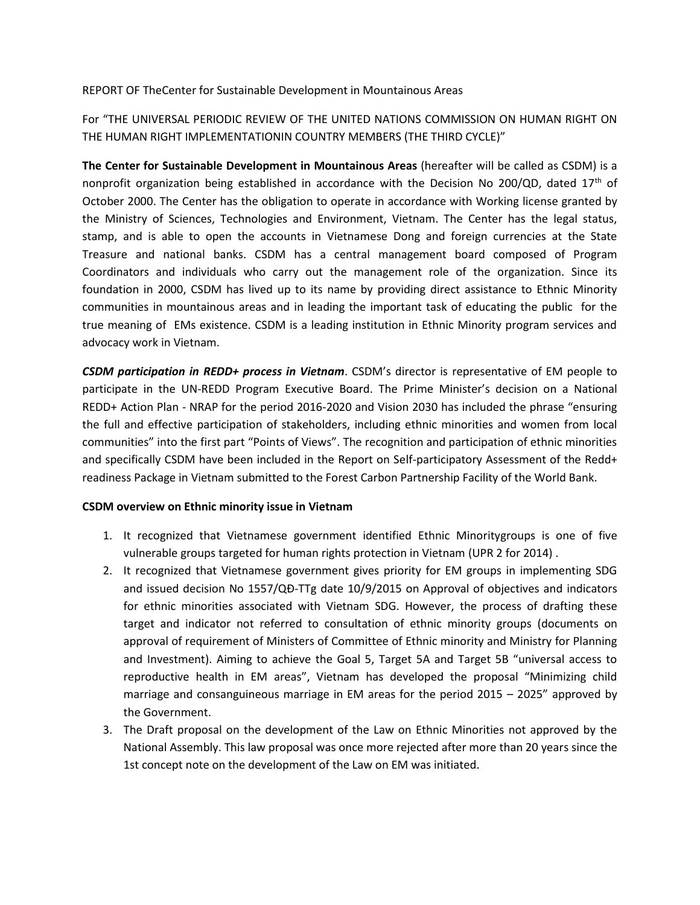REPORT OF TheCenter for Sustainable Development in Mountainous Areas

For "THE UNIVERSAL PERIODIC REVIEW OF THE UNITED NATIONS COMMISSION ON HUMAN RIGHT ON THE HUMAN RIGHT IMPLEMENTATIONIN COUNTRY MEMBERS (THE THIRD CYCLE)"

**The Center for Sustainable Development in Mountainous Areas** (hereafter will be called as CSDM) is a nonprofit organization being established in accordance with the Decision No 200/QD, dated 17th of October 2000. The Center has the obligation to operate in accordance with Working license granted by the Ministry of Sciences, Technologies and Environment, Vietnam. The Center has the legal status, stamp, and is able to open the accounts in Vietnamese Dong and foreign currencies at the State Treasure and national banks. CSDM has a central management board composed of Program Coordinators and individuals who carry out the management role of the organization. Since its foundation in 2000, CSDM has lived up to its name by providing direct assistance to Ethnic Minority communities in mountainous areas and in leading the important task of educating the public for the true meaning of EMs existence. CSDM is a leading institution in Ethnic Minority program services and advocacy work in Vietnam.

***CSDM participation in REDD+ process in Vietnam***. CSDM's director is representative of EM people to participate in the UN-REDD Program Executive Board. The Prime Minister's decision on a National REDD+ Action Plan - NRAP for the period 2016-2020 and Vision 2030 has included the phrase "ensuring the full and effective participation of stakeholders, including ethnic minorities and women from local communities" into the first part "Points of Views". The recognition and participation of ethnic minorities and specifically CSDM have been included in the Report on Self-participatory Assessment of the Redd+ readiness Package in Vietnam submitted to the Forest Carbon Partnership Facility of the World Bank.

**CSDM overview on Ethnic minority issue in Vietnam**

1. It recognized that Vietnamese government identified Ethnic Minoritygroups is one of five vulnerable groups targeted for human rights protection in Vietnam (UPR 2 for 2014) .
2. It recognized that Vietnamese government gives priority for EM groups in implementing SDG and issued decision No 1557/QĐ-TTg date 10/9/2015 on Approval of objectives and indicators for ethnic minorities associated with Vietnam SDG. However, the process of drafting these target and indicator not referred to consultation of ethnic minority groups (documents on approval of requirement of Ministers of Committee of Ethnic minority and Ministry for Planning and Investment). Aiming to achieve the Goal 5, Target 5A and Target 5B "universal access to reproductive health in EM areas", Vietnam has developed the proposal "Minimizing child marriage and consanguineous marriage in EM areas for the period 2015 – 2025" approved by the Government.
3. The Draft proposal on the development of the Law on Ethnic Minorities not approved by the National Assembly. This law proposal was once more rejected after more than 20 years since the 1st concept note on the development of the Law on EM was initiated.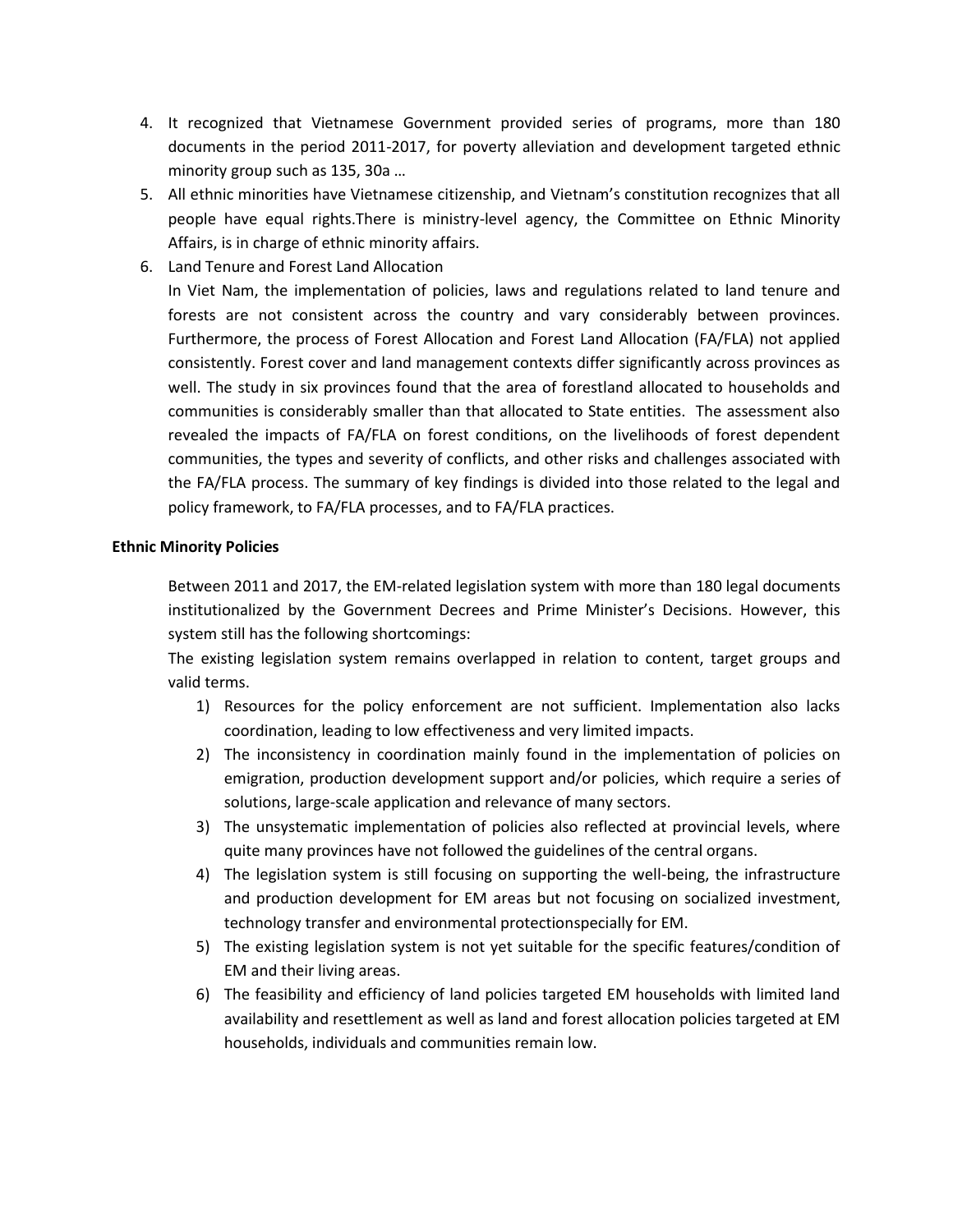4. It recognized that Vietnamese Government provided series of programs, more than 180 documents in the period 2011-2017, for poverty alleviation and development targeted ethnic minority group such as 135, 30a …
5. All ethnic minorities have Vietnamese citizenship, and Vietnam's constitution recognizes that all people have equal rights.There is ministry-level agency, the Committee on Ethnic Minority Affairs, is in charge of ethnic minority affairs.
6. Land Tenure and Forest Land Allocation

   In Viet Nam, the implementation of policies, laws and regulations related to land tenure and forests are not consistent across the country and vary considerably between provinces. Furthermore, the process of Forest Allocation and Forest Land Allocation (FA/FLA) not applied consistently. Forest cover and land management contexts differ significantly across provinces as well. The study in six provinces found that the area of forestland allocated to households and communities is considerably smaller than that allocated to State entities. The assessment also revealed the impacts of FA/FLA on forest conditions, on the livelihoods of forest dependent communities, the types and severity of conflicts, and other risks and challenges associated with the FA/FLA process. The summary of key findings is divided into those related to the legal and policy framework, to FA/FLA processes, and to FA/FLA practices.

**Ethnic Minority Policies**

Between 2011 and 2017, the EM-related legislation system with more than 180 legal documents institutionalized by the Government Decrees and Prime Minister's Decisions. However, this system still has the following shortcomings:

The existing legislation system remains overlapped in relation to content, target groups and valid terms.

1) Resources for the policy enforcement are not sufficient. Implementation also lacks coordination, leading to low effectiveness and very limited impacts.
2) The inconsistency in coordination mainly found in the implementation of policies on emigration, production development support and/or policies, which require a series of solutions, large-scale application and relevance of many sectors.
3) The unsystematic implementation of policies also reflected at provincial levels, where quite many provinces have not followed the guidelines of the central organs.
4) The legislation system is still focusing on supporting the well-being, the infrastructure and production development for EM areas but not focusing on socialized investment, technology transfer and environmental protectionspecially for EM.
5) The existing legislation system is not yet suitable for the specific features/condition of EM and their living areas.
6) The feasibility and efficiency of land policies targeted EM households with limited land availability and resettlement as well as land and forest allocation policies targeted at EM households, individuals and communities remain low.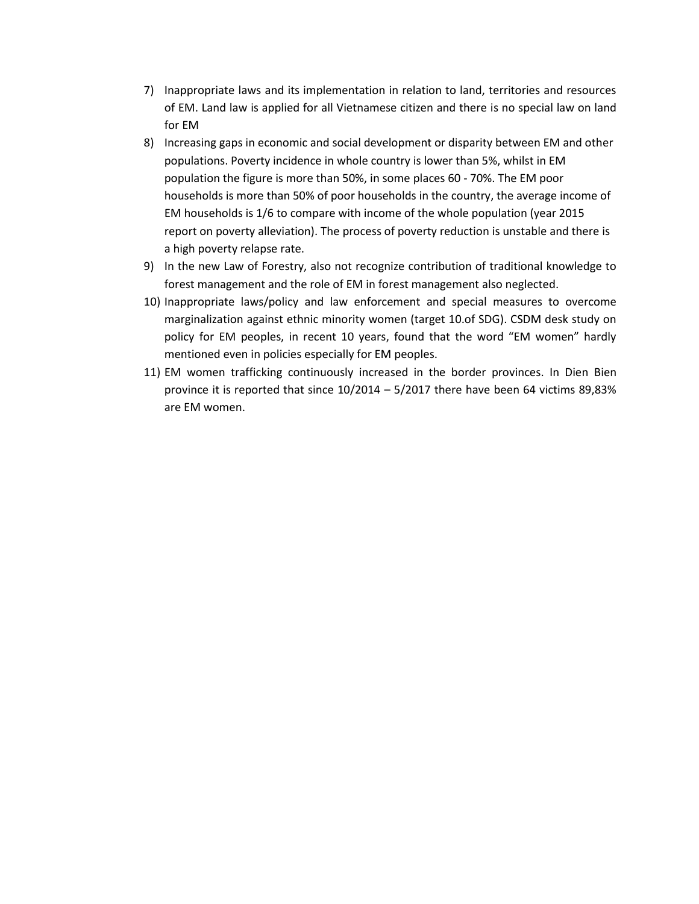7) Inappropriate laws and its implementation in relation to land, territories and resources of EM. Land law is applied for all Vietnamese citizen and there is no special law on land for EM
8) Increasing gaps in economic and social development or disparity between EM and other populations. Poverty incidence in whole country is lower than 5%, whilst in EM population the figure is more than 50%, in some places 60 - 70%. The EM poor households is more than 50% of poor households in the country, the average income of EM households is 1/6 to compare with income of the whole population (year 2015 report on poverty alleviation). The process of poverty reduction is unstable and there is a high poverty relapse rate.
9) In the new Law of Forestry, also not recognize contribution of traditional knowledge to forest management and the role of EM in forest management also neglected.
10) Inappropriate laws/policy and law enforcement and special measures to overcome marginalization against ethnic minority women (target 10.of SDG). CSDM desk study on policy for EM peoples, in recent 10 years, found that the word "EM women" hardly mentioned even in policies especially for EM peoples.
11) EM women trafficking continuously increased in the border provinces. In Dien Bien province it is reported that since 10/2014 – 5/2017 there have been 64 victims 89,83% are EM women.